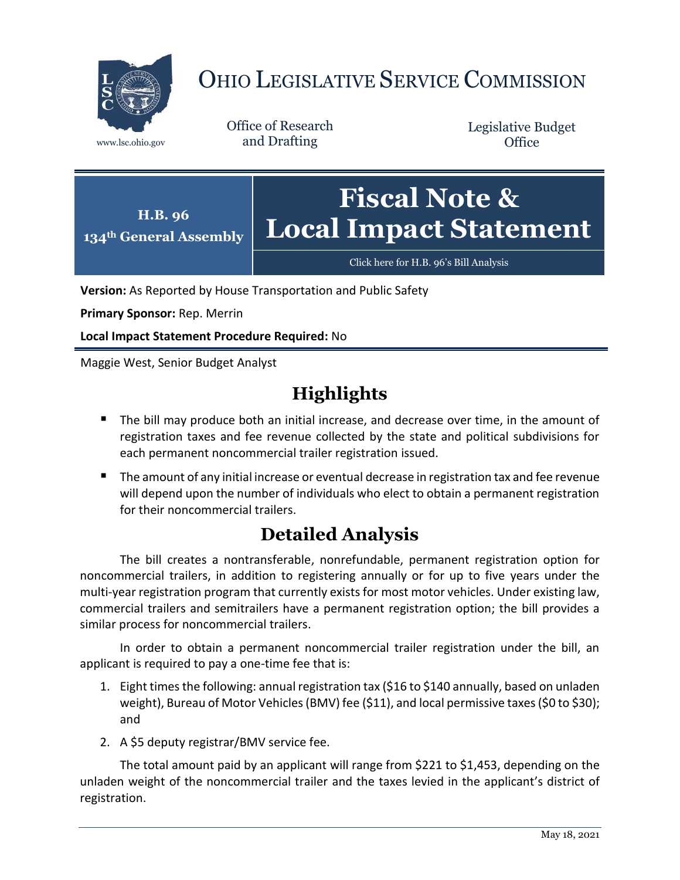# OHIO LEGISLATIVE SERVICE COMMISSION

www.lsc.ohio.gov

Office of Research and Drafting

Legislative Budget Office

**H.B. 96**
**134th General Assembly**

# Fiscal Note & Local Impact Statement

Click here for H.B. 96's Bill Analysis

**Version:** As Reported by House Transportation and Public Safety

**Primary Sponsor:** Rep. Merrin

**Local Impact Statement Procedure Required:** No

Maggie West, Senior Budget Analyst

## Highlights

- The bill may produce both an initial increase, and decrease over time, in the amount of registration taxes and fee revenue collected by the state and political subdivisions for each permanent noncommercial trailer registration issued.
- The amount of any initial increase or eventual decrease in registration tax and fee revenue will depend upon the number of individuals who elect to obtain a permanent registration for their noncommercial trailers.

## Detailed Analysis

The bill creates a nontransferable, nonrefundable, permanent registration option for noncommercial trailers, in addition to registering annually or for up to five years under the multi-year registration program that currently exists for most motor vehicles. Under existing law, commercial trailers and semitrailers have a permanent registration option; the bill provides a similar process for noncommercial trailers.

In order to obtain a permanent noncommercial trailer registration under the bill, an applicant is required to pay a one-time fee that is:

1. Eight times the following: annual registration tax ($16 to $140 annually, based on unladen weight), Bureau of Motor Vehicles (BMV) fee ($11), and local permissive taxes ($0 to $30); and
2. A $5 deputy registrar/BMV service fee.

The total amount paid by an applicant will range from $221 to $1,453, depending on the unladen weight of the noncommercial trailer and the taxes levied in the applicant's district of registration.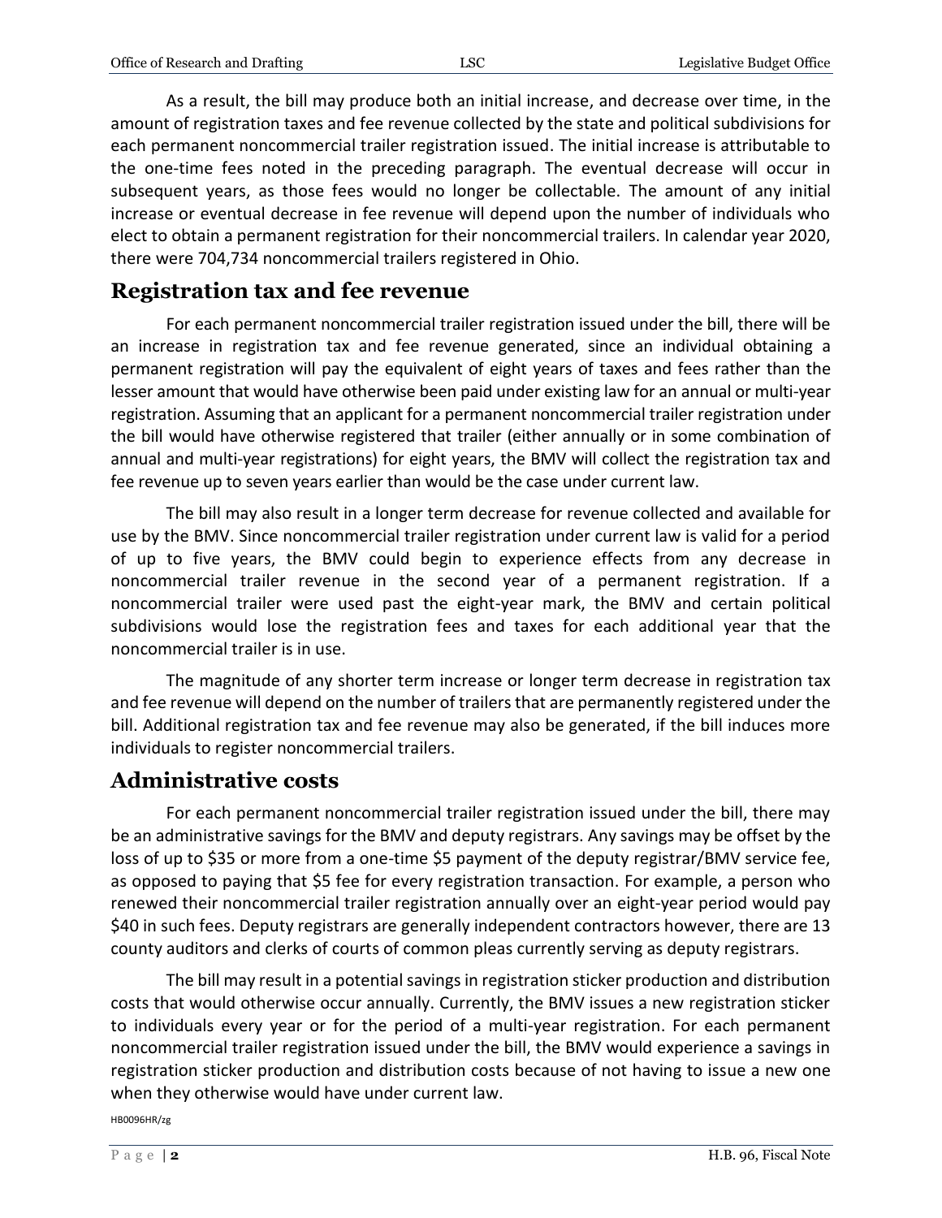As a result, the bill may produce both an initial increase, and decrease over time, in the amount of registration taxes and fee revenue collected by the state and political subdivisions for each permanent noncommercial trailer registration issued. The initial increase is attributable to the one-time fees noted in the preceding paragraph. The eventual decrease will occur in subsequent years, as those fees would no longer be collectable. The amount of any initial increase or eventual decrease in fee revenue will depend upon the number of individuals who elect to obtain a permanent registration for their noncommercial trailers. In calendar year 2020, there were 704,734 noncommercial trailers registered in Ohio.

## Registration tax and fee revenue

For each permanent noncommercial trailer registration issued under the bill, there will be an increase in registration tax and fee revenue generated, since an individual obtaining a permanent registration will pay the equivalent of eight years of taxes and fees rather than the lesser amount that would have otherwise been paid under existing law for an annual or multi-year registration. Assuming that an applicant for a permanent noncommercial trailer registration under the bill would have otherwise registered that trailer (either annually or in some combination of annual and multi-year registrations) for eight years, the BMV will collect the registration tax and fee revenue up to seven years earlier than would be the case under current law.

The bill may also result in a longer term decrease for revenue collected and available for use by the BMV. Since noncommercial trailer registration under current law is valid for a period of up to five years, the BMV could begin to experience effects from any decrease in noncommercial trailer revenue in the second year of a permanent registration. If a noncommercial trailer were used past the eight-year mark, the BMV and certain political subdivisions would lose the registration fees and taxes for each additional year that the noncommercial trailer is in use.

The magnitude of any shorter term increase or longer term decrease in registration tax and fee revenue will depend on the number of trailers that are permanently registered under the bill. Additional registration tax and fee revenue may also be generated, if the bill induces more individuals to register noncommercial trailers.

## Administrative costs

For each permanent noncommercial trailer registration issued under the bill, there may be an administrative savings for the BMV and deputy registrars. Any savings may be offset by the loss of up to $35 or more from a one-time $5 payment of the deputy registrar/BMV service fee, as opposed to paying that $5 fee for every registration transaction. For example, a person who renewed their noncommercial trailer registration annually over an eight-year period would pay $40 in such fees. Deputy registrars are generally independent contractors however, there are 13 county auditors and clerks of courts of common pleas currently serving as deputy registrars.

The bill may result in a potential savings in registration sticker production and distribution costs that would otherwise occur annually. Currently, the BMV issues a new registration sticker to individuals every year or for the period of a multi-year registration. For each permanent noncommercial trailer registration issued under the bill, the BMV would experience a savings in registration sticker production and distribution costs because of not having to issue a new one when they otherwise would have under current law.

HB0096HR/zg